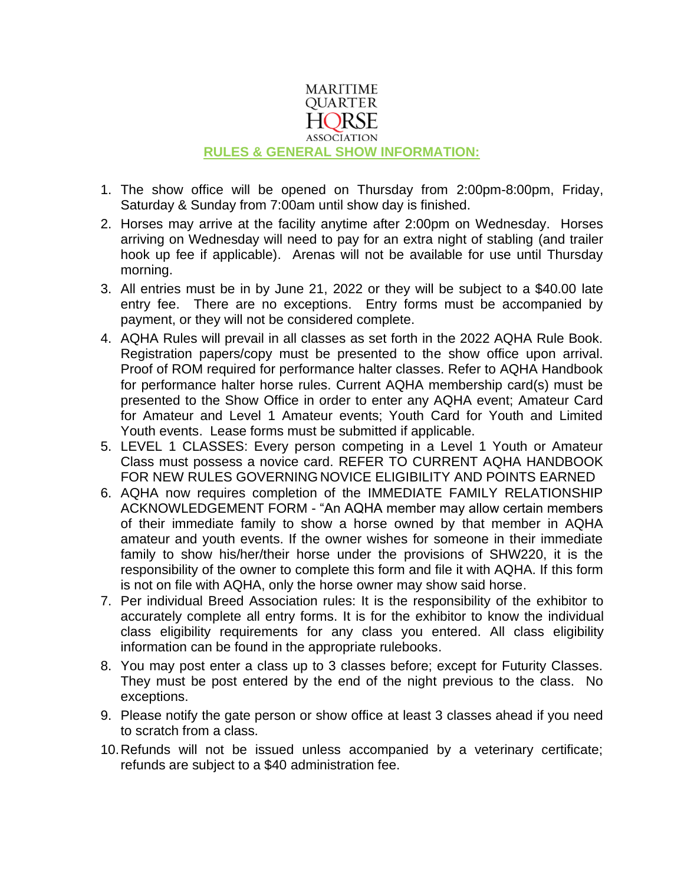MARITIME QUARTER HORSE ASSOCIATION

## RULES & GENERAL SHOW INFORMATION:

1. The show office will be opened on Thursday from 2:00pm-8:00pm, Friday, Saturday & Sunday from 7:00am until show day is finished.
2. Horses may arrive at the facility anytime after 2:00pm on Wednesday. Horses arriving on Wednesday will need to pay for an extra night of stabling (and trailer hook up fee if applicable). Arenas will not be available for use until Thursday morning.
3. All entries must be in by June 21, 2022 or they will be subject to a $40.00 late entry fee. There are no exceptions. Entry forms must be accompanied by payment, or they will not be considered complete.
4. AQHA Rules will prevail in all classes as set forth in the 2022 AQHA Rule Book. Registration papers/copy must be presented to the show office upon arrival. Proof of ROM required for performance halter classes. Refer to AQHA Handbook for performance halter horse rules. Current AQHA membership card(s) must be presented to the Show Office in order to enter any AQHA event; Amateur Card for Amateur and Level 1 Amateur events; Youth Card for Youth and Limited Youth events. Lease forms must be submitted if applicable.
5. LEVEL 1 CLASSES: Every person competing in a Level 1 Youth or Amateur Class must possess a novice card. REFER TO CURRENT AQHA HANDBOOK FOR NEW RULES GOVERNING NOVICE ELIGIBILITY AND POINTS EARNED
6. AQHA now requires completion of the IMMEDIATE FAMILY RELATIONSHIP ACKNOWLEDGEMENT FORM - "An AQHA member may allow certain members of their immediate family to show a horse owned by that member in AQHA amateur and youth events. If the owner wishes for someone in their immediate family to show his/her/their horse under the provisions of SHW220, it is the responsibility of the owner to complete this form and file it with AQHA. If this form is not on file with AQHA, only the horse owner may show said horse.
7. Per individual Breed Association rules: It is the responsibility of the exhibitor to accurately complete all entry forms. It is for the exhibitor to know the individual class eligibility requirements for any class you entered. All class eligibility information can be found in the appropriate rulebooks.
8. You may post enter a class up to 3 classes before; except for Futurity Classes. They must be post entered by the end of the night previous to the class. No exceptions.
9. Please notify the gate person or show office at least 3 classes ahead if you need to scratch from a class.
10. Refunds will not be issued unless accompanied by a veterinary certificate; refunds are subject to a $40 administration fee.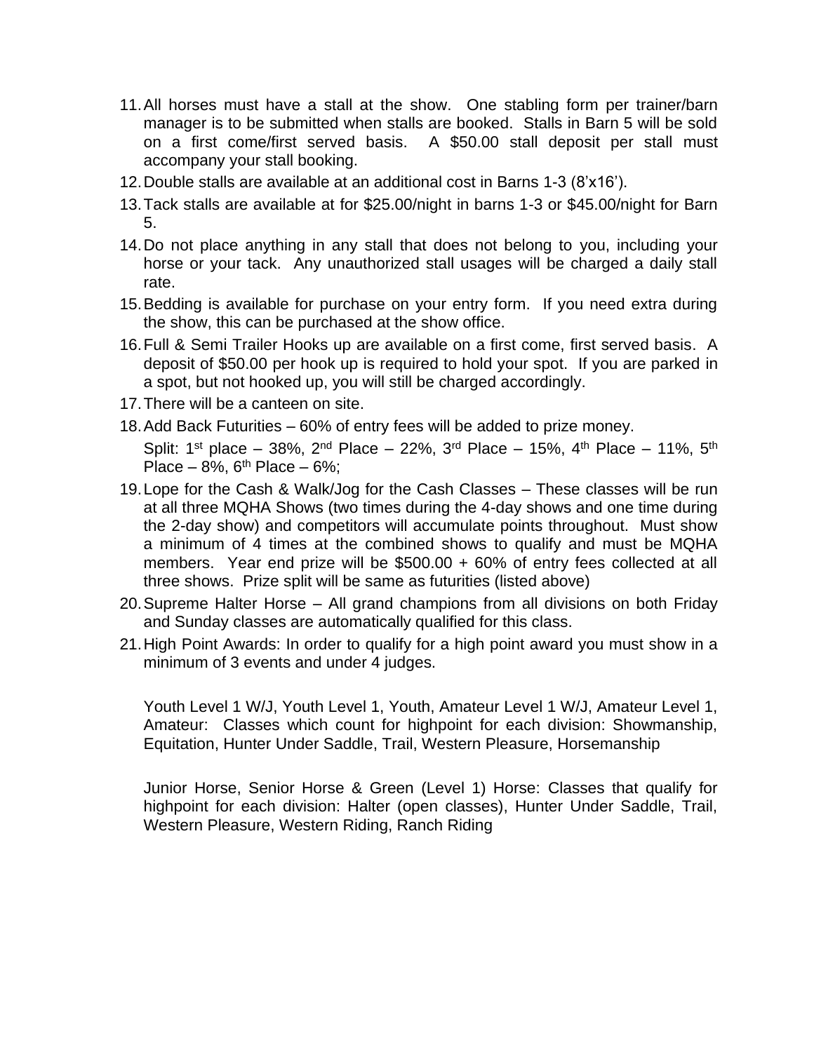11. All horses must have a stall at the show. One stabling form per trainer/barn manager is to be submitted when stalls are booked. Stalls in Barn 5 will be sold on a first come/first served basis. A $50.00 stall deposit per stall must accompany your stall booking.
12. Double stalls are available at an additional cost in Barns 1-3 (8'x16').
13. Tack stalls are available at for $25.00/night in barns 1-3 or $45.00/night for Barn 5.
14. Do not place anything in any stall that does not belong to you, including your horse or your tack. Any unauthorized stall usages will be charged a daily stall rate.
15. Bedding is available for purchase on your entry form. If you need extra during the show, this can be purchased at the show office.
16. Full & Semi Trailer Hooks up are available on a first come, first served basis. A deposit of $50.00 per hook up is required to hold your spot. If you are parked in a spot, but not hooked up, you will still be charged accordingly.
17. There will be a canteen on site.
18. Add Back Futurities – 60% of entry fees will be added to prize money.

    Split: 1st place – 38%, 2nd Place – 22%, 3rd Place – 15%, 4th Place – 11%, 5th Place – 8%, 6th Place – 6%;
19. Lope for the Cash & Walk/Jog for the Cash Classes – These classes will be run at all three MQHA Shows (two times during the 4-day shows and one time during the 2-day show) and competitors will accumulate points throughout. Must show a minimum of 4 times at the combined shows to qualify and must be MQHA members. Year end prize will be $500.00 + 60% of entry fees collected at all three shows. Prize split will be same as futurities (listed above)
20. Supreme Halter Horse – All grand champions from all divisions on both Friday and Sunday classes are automatically qualified for this class.
21. High Point Awards: In order to qualify for a high point award you must show in a minimum of 3 events and under 4 judges.

    Youth Level 1 W/J, Youth Level 1, Youth, Amateur Level 1 W/J, Amateur Level 1, Amateur: Classes which count for highpoint for each division: Showmanship, Equitation, Hunter Under Saddle, Trail, Western Pleasure, Horsemanship

    Junior Horse, Senior Horse & Green (Level 1) Horse: Classes that qualify for highpoint for each division: Halter (open classes), Hunter Under Saddle, Trail, Western Pleasure, Western Riding, Ranch Riding